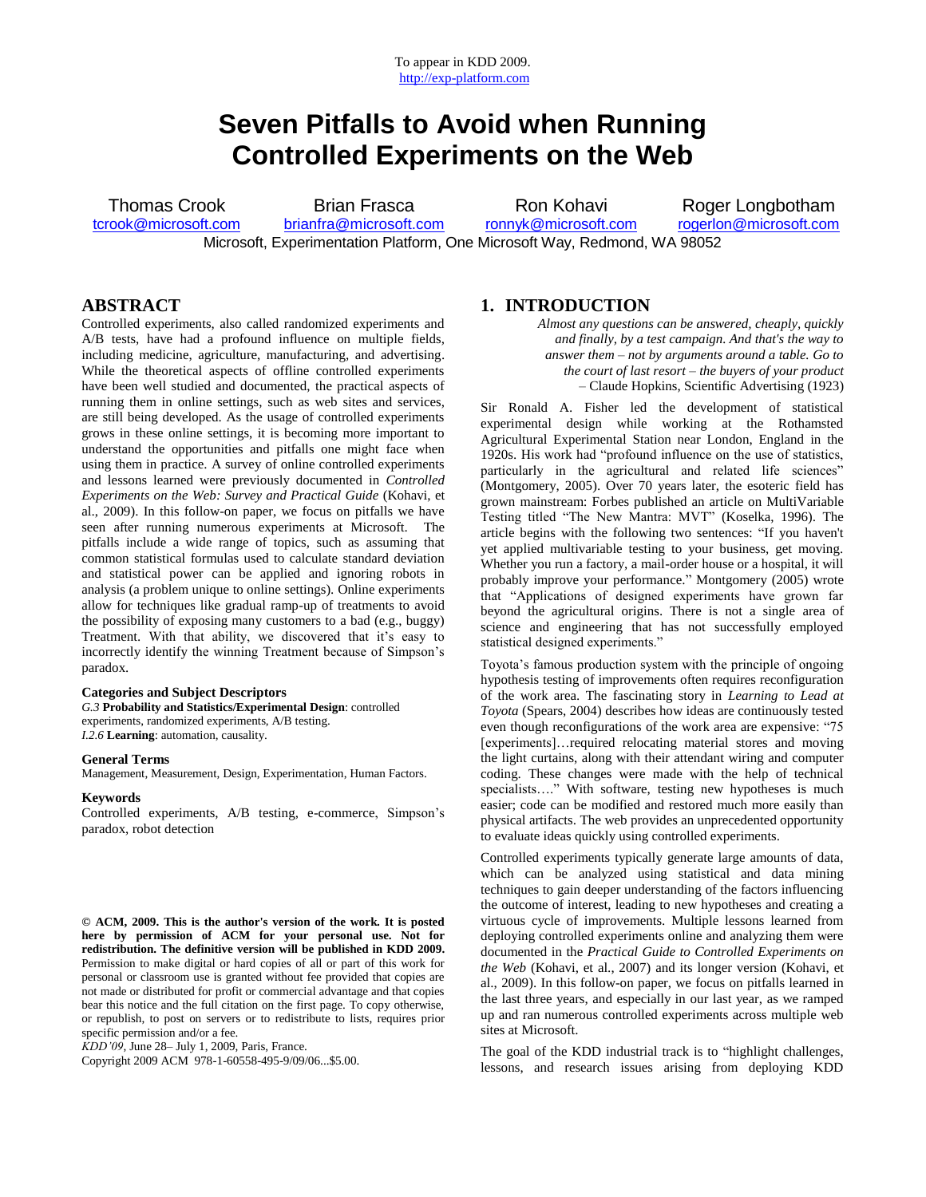To appear in KDD 2009.
http://exp-platform.com

# Seven Pitfalls to Avoid when Running Controlled Experiments on the Web

Thomas Crook (tcrook@microsoft.com), Brian Frasca (brianfra@microsoft.com), Ron Kohavi (ronnyk@microsoft.com), Roger Longbotham (rogerlon@microsoft.com)

Microsoft, Experimentation Platform, One Microsoft Way, Redmond, WA 98052

## ABSTRACT

Controlled experiments, also called randomized experiments and A/B tests, have had a profound influence on multiple fields, including medicine, agriculture, manufacturing, and advertising. While the theoretical aspects of offline controlled experiments have been well studied and documented, the practical aspects of running them in online settings, such as web sites and services, are still being developed. As the usage of controlled experiments grows in these online settings, it is becoming more important to understand the opportunities and pitfalls one might face when using them in practice. A survey of online controlled experiments and lessons learned were previously documented in *Controlled Experiments on the Web: Survey and Practical Guide* (Kohavi, et al., 2009). In this follow-on paper, we focus on pitfalls we have seen after running numerous experiments at Microsoft. The pitfalls include a wide range of topics, such as assuming that common statistical formulas used to calculate standard deviation and statistical power can be applied and ignoring robots in analysis (a problem unique to online settings). Online experiments allow for techniques like gradual ramp-up of treatments to avoid the possibility of exposing many customers to a bad (e.g., buggy) Treatment. With that ability, we discovered that it's easy to incorrectly identify the winning Treatment because of Simpson's paradox.

### Categories and Subject Descriptors

*G.3* **Probability and Statistics/Experimental Design**: controlled experiments, randomized experiments, A/B testing.
*I.2.6* **Learning**: automation, causality.

### General Terms

Management, Measurement, Design, Experimentation, Human Factors.

### Keywords

Controlled experiments, A/B testing, e-commerce, Simpson's paradox, robot detection

**© ACM, 2009. This is the author's version of the work. It is posted here by permission of ACM for your personal use. Not for redistribution. The definitive version will be published in KDD 2009.**
Permission to make digital or hard copies of all or part of this work for personal or classroom use is granted without fee provided that copies are not made or distributed for profit or commercial advantage and that copies bear this notice and the full citation on the first page. To copy otherwise, or republish, to post on servers or to redistribute to lists, requires prior specific permission and/or a fee.
*KDD'09*, June 28– July 1, 2009, Paris, France.
Copyright 2009 ACM 978-1-60558-495-9/09/06...$5.00.

## 1. INTRODUCTION

> *Almost any questions can be answered, cheaply, quickly and finally, by a test campaign. And that's the way to answer them – not by arguments around a table. Go to the court of last resort – the buyers of your product*
> – Claude Hopkins, Scientific Advertising (1923)

Sir Ronald A. Fisher led the development of statistical experimental design while working at the Rothamsted Agricultural Experimental Station near London, England in the 1920s. His work had "profound influence on the use of statistics, particularly in the agricultural and related life sciences" (Montgomery, 2005). Over 70 years later, the esoteric field has grown mainstream: Forbes published an article on MultiVariable Testing titled "The New Mantra: MVT" (Koselka, 1996). The article begins with the following two sentences: "If you haven't yet applied multivariable testing to your business, get moving. Whether you run a factory, a mail-order house or a hospital, it will probably improve your performance." Montgomery (2005) wrote that "Applications of designed experiments have grown far beyond the agricultural origins. There is not a single area of science and engineering that has not successfully employed statistical designed experiments."

Toyota's famous production system with the principle of ongoing hypothesis testing of improvements often requires reconfiguration of the work area. The fascinating story in *Learning to Lead at Toyota* (Spears, 2004) describes how ideas are continuously tested even though reconfigurations of the work area are expensive: "75 [experiments]…required relocating material stores and moving the light curtains, along with their attendant wiring and computer coding. These changes were made with the help of technical specialists…." With software, testing new hypotheses is much easier; code can be modified and restored much more easily than physical artifacts. The web provides an unprecedented opportunity to evaluate ideas quickly using controlled experiments.

Controlled experiments typically generate large amounts of data, which can be analyzed using statistical and data mining techniques to gain deeper understanding of the factors influencing the outcome of interest, leading to new hypotheses and creating a virtuous cycle of improvements. Multiple lessons learned from deploying controlled experiments online and analyzing them were documented in the *Practical Guide to Controlled Experiments on the Web* (Kohavi, et al., 2007) and its longer version (Kohavi, et al., 2009). In this follow-on paper, we focus on pitfalls learned in the last three years, and especially in our last year, as we ramped up and ran numerous controlled experiments across multiple web sites at Microsoft.

The goal of the KDD industrial track is to "highlight challenges, lessons, and research issues arising from deploying KDD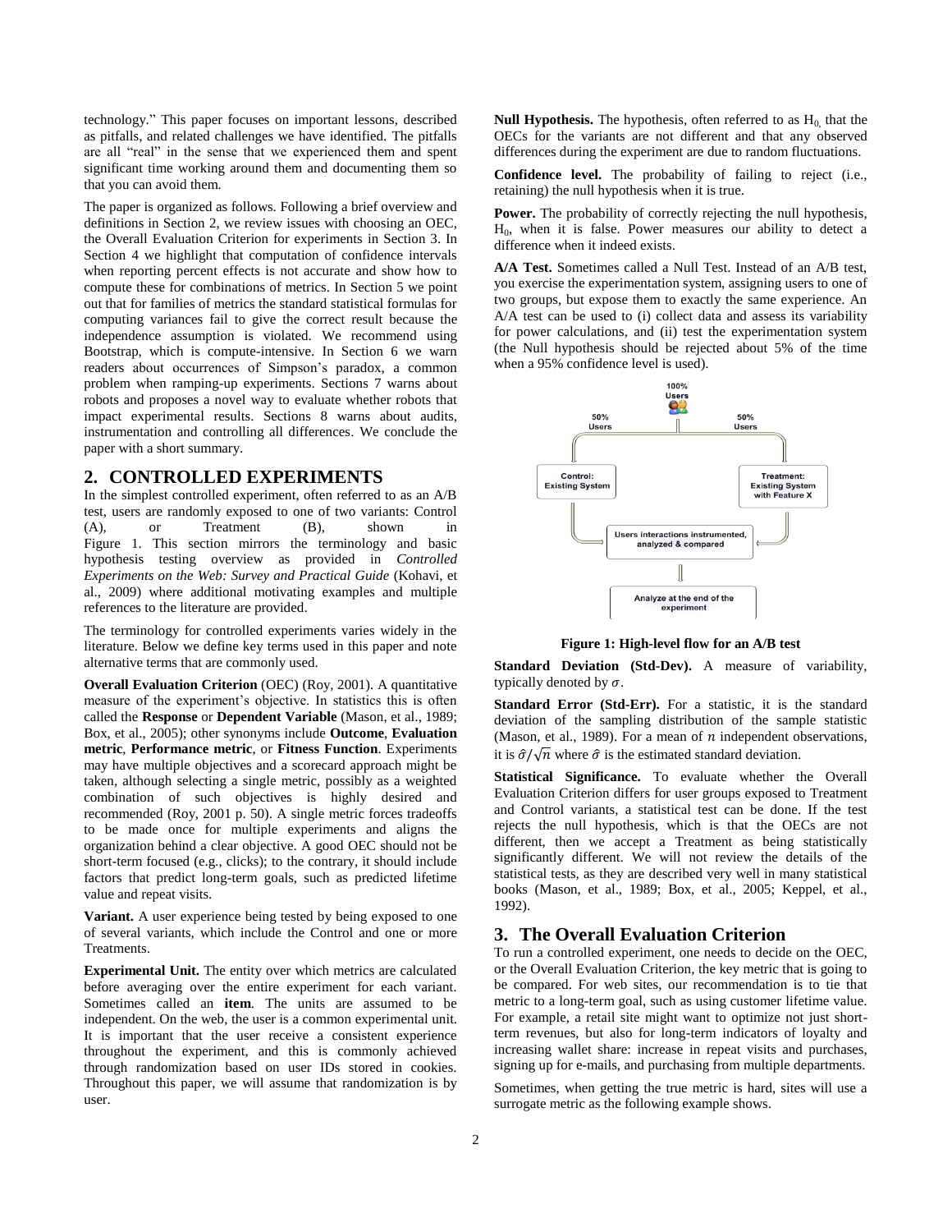technology." This paper focuses on important lessons, described as pitfalls, and related challenges we have identified. The pitfalls are all "real" in the sense that we experienced them and spent significant time working around them and documenting them so that you can avoid them.

The paper is organized as follows. Following a brief overview and definitions in Section 2, we review issues with choosing an OEC, the Overall Evaluation Criterion for experiments in Section 3. In Section 4 we highlight that computation of confidence intervals when reporting percent effects is not accurate and show how to compute these for combinations of metrics. In Section 5 we point out that for families of metrics the standard statistical formulas for computing variances fail to give the correct result because the independence assumption is violated. We recommend using Bootstrap, which is compute-intensive. In Section 6 we warn readers about occurrences of Simpson's paradox, a common problem when ramping-up experiments. Sections 7 warns about robots and proposes a novel way to evaluate whether robots that impact experimental results. Sections 8 warns about audits, instrumentation and controlling all differences. We conclude the paper with a short summary.

## 2. CONTROLLED EXPERIMENTS

In the simplest controlled experiment, often referred to as an A/B test, users are randomly exposed to one of two variants: Control (A), or Treatment (B), shown in Figure 1. This section mirrors the terminology and basic hypothesis testing overview as provided in *Controlled Experiments on the Web: Survey and Practical Guide* (Kohavi, et al., 2009) where additional motivating examples and multiple references to the literature are provided.

The terminology for controlled experiments varies widely in the literature. Below we define key terms used in this paper and note alternative terms that are commonly used.

**Overall Evaluation Criterion** (OEC) (Roy, 2001). A quantitative measure of the experiment's objective. In statistics this is often called the **Response** or **Dependent Variable** (Mason, et al., 1989; Box, et al., 2005); other synonyms include **Outcome**, **Evaluation metric**, **Performance metric**, or **Fitness Function**. Experiments may have multiple objectives and a scorecard approach might be taken, although selecting a single metric, possibly as a weighted combination of such objectives is highly desired and recommended (Roy, 2001 p. 50). A single metric forces tradeoffs to be made once for multiple experiments and aligns the organization behind a clear objective. A good OEC should not be short-term focused (e.g., clicks); to the contrary, it should include factors that predict long-term goals, such as predicted lifetime value and repeat visits.

**Variant.** A user experience being tested by being exposed to one of several variants, which include the Control and one or more Treatments.

**Experimental Unit.** The entity over which metrics are calculated before averaging over the entire experiment for each variant. Sometimes called an **item**. The units are assumed to be independent. On the web, the user is a common experimental unit. It is important that the user receive a consistent experience throughout the experiment, and this is commonly achieved through randomization based on user IDs stored in cookies. Throughout this paper, we will assume that randomization is by user.

**Null Hypothesis.** The hypothesis, often referred to as $H_0$, that the OECs for the variants are not different and that any observed differences during the experiment are due to random fluctuations.

**Confidence level.** The probability of failing to reject (i.e., retaining) the null hypothesis when it is true.

**Power.** The probability of correctly rejecting the null hypothesis, $H_0$, when it is false. Power measures our ability to detect a difference when it indeed exists.

**A/A Test.** Sometimes called a Null Test. Instead of an A/B test, you exercise the experimentation system, assigning users to one of two groups, but expose them to exactly the same experience. An A/A test can be used to (i) collect data and assess its variability for power calculations, and (ii) test the experimentation system (the Null hypothesis should be rejected about 5% of the time when a 95% confidence level is used).

100% Users
50% Users
50% Users
Control: Existing System
Treatment: Existing System with Feature X
Users interactions instrumented, analyzed & compared
Analyze at the end of the experiment

**Figure 1: High-level flow for an A/B test**

**Standard Deviation (Std-Dev).** A measure of variability, typically denoted by $\sigma$.

**Standard Error (Std-Err).** For a statistic, it is the standard deviation of the sampling distribution of the sample statistic (Mason, et al., 1989). For a mean of $n$ independent observations, it is $\hat{\sigma}/\sqrt{n}$ where $\hat{\sigma}$ is the estimated standard deviation.

**Statistical Significance.** To evaluate whether the Overall Evaluation Criterion differs for user groups exposed to Treatment and Control variants, a statistical test can be done. If the test rejects the null hypothesis, which is that the OECs are not different, then we accept a Treatment as being statistically significantly different. We will not review the details of the statistical tests, as they are described very well in many statistical books (Mason, et al., 1989; Box, et al., 2005; Keppel, et al., 1992).

## 3. The Overall Evaluation Criterion

To run a controlled experiment, one needs to decide on the OEC, or the Overall Evaluation Criterion, the key metric that is going to be compared. For web sites, our recommendation is to tie that metric to a long-term goal, such as using customer lifetime value. For example, a retail site might want to optimize not just short-term revenues, but also for long-term indicators of loyalty and increasing wallet share: increase in repeat visits and purchases, signing up for e-mails, and purchasing from multiple departments.

Sometimes, when getting the true metric is hard, sites will use a surrogate metric as the following example shows.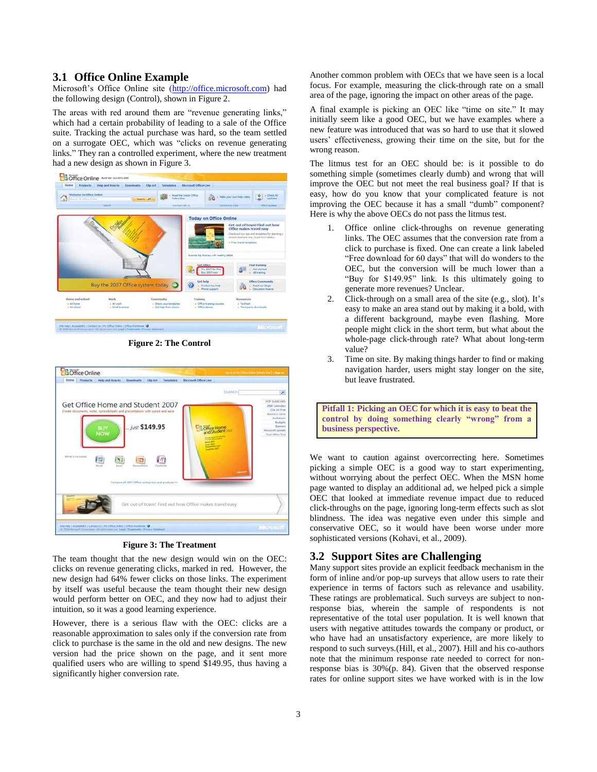## 3.1 Office Online Example

Microsoft's Office Online site (http://office.microsoft.com) had the following design (Control), shown in Figure 2.

The areas with red around them are "revenue generating links," which had a certain probability of leading to a sale of the Office suite. Tracking the actual purchase was hard, so the team settled on a surrogate OEC, which was "clicks on revenue generating links." They ran a controlled experiment, where the new treatment had a new design as shown in Figure 3.

**Figure 2: The Control**

**Figure 3: The Treatment**

The team thought that the new design would win on the OEC: clicks on revenue generating clicks, marked in red. However, the new design had 64% fewer clicks on those links. The experiment by itself was useful because the team thought their new design would perform better on OEC, and they now had to adjust their intuition, so it was a good learning experience.

However, there is a serious flaw with the OEC: clicks are a reasonable approximation to sales only if the conversion rate from click to purchase is the same in the old and new designs. The new version had the price shown on the page, and it sent more qualified users who are willing to spend $149.95, thus having a significantly higher conversion rate.

Another common problem with OECs that we have seen is a local focus. For example, measuring the click-through rate on a small area of the page, ignoring the impact on other areas of the page.

A final example is picking an OEC like "time on site." It may initially seem like a good OEC, but we have examples where a new feature was introduced that was so hard to use that it slowed users' effectiveness, growing their time on the site, but for the wrong reason.

The litmus test for an OEC should be: is it possible to do something simple (sometimes clearly dumb) and wrong that will improve the OEC but not meet the real business goal? If that is easy, how do you know that your complicated feature is not improving the OEC because it has a small "dumb" component? Here is why the above OECs do not pass the litmus test.

1. Office online click-throughs on revenue generating links. The OEC assumes that the conversion rate from a click to purchase is fixed. One can create a link labeled "Free download for 60 days" that will do wonders to the OEC, but the conversion will be much lower than a "Buy for $149.95" link. Is this ultimately going to generate more revenues? Unclear.
2. Click-through on a small area of the site (e.g., slot). It's easy to make an area stand out by making it a bold, with a different background, maybe even flashing. More people might click in the short term, but what about the whole-page click-through rate? What about long-term value?
3. Time on site. By making things harder to find or making navigation harder, users might stay longer on the site, but leave frustrated.

**Pitfall 1: Picking an OEC for which it is easy to beat the control by doing something clearly "wrong" from a business perspective.**

We want to caution against overcorrecting here. Sometimes picking a simple OEC is a good way to start experimenting, without worrying about the perfect OEC. When the MSN home page wanted to display an additional ad, we helped pick a simple OEC that looked at immediate revenue impact due to reduced click-throughs on the page, ignoring long-term effects such as slot blindness. The idea was negative even under this simple and conservative OEC, so it would have been worse under more sophisticated versions (Kohavi, et al., 2009).

## 3.2 Support Sites are Challenging

Many support sites provide an explicit feedback mechanism in the form of inline and/or pop-up surveys that allow users to rate their experience in terms of factors such as relevance and usability. These ratings are problematical. Such surveys are subject to non-response bias, wherein the sample of respondents is not representative of the total user population. It is well known that users with negative attitudes towards the company or product, or who have had an unsatisfactory experience, are more likely to respond to surveys.(Hill, et al., 2007). Hill and his co-authors note that the minimum response rate needed to correct for non-response bias is 30%(p. 84). Given that the observed response rates for online support sites we have worked with is in the low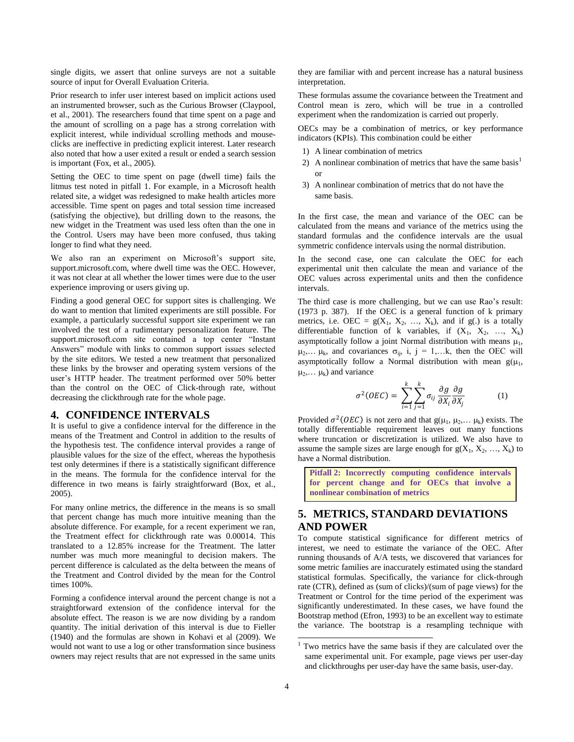single digits, we assert that online surveys are not a suitable source of input for Overall Evaluation Criteria.

Prior research to infer user interest based on implicit actions used an instrumented browser, such as the Curious Browser (Claypool, et al., 2001). The researchers found that time spent on a page and the amount of scrolling on a page has a strong correlation with explicit interest, while individual scrolling methods and mouse-clicks are ineffective in predicting explicit interest. Later research also noted that how a user exited a result or ended a search session is important (Fox, et al., 2005).

Setting the OEC to time spent on page (dwell time) fails the litmus test noted in pitfall 1. For example, in a Microsoft health related site, a widget was redesigned to make health articles more accessible. Time spent on pages and total session time increased (satisfying the objective), but drilling down to the reasons, the new widget in the Treatment was used less often than the one in the Control. Users may have been more confused, thus taking longer to find what they need.

We also ran an experiment on Microsoft's support site, support.microsoft.com, where dwell time was the OEC. However, it was not clear at all whether the lower times were due to the user experience improving or users giving up.

Finding a good general OEC for support sites is challenging. We do want to mention that limited experiments are still possible. For example, a particularly successful support site experiment we ran involved the test of a rudimentary personalization feature. The support.microsoft.com site contained a top center "Instant Answers" module with links to common support issues selected by the site editors. We tested a new treatment that personalized these links by the browser and operating system versions of the user's HTTP header. The treatment performed over 50% better than the control on the OEC of Click-through rate, without decreasing the clickthrough rate for the whole page.

## 4. CONFIDENCE INTERVALS

It is useful to give a confidence interval for the difference in the means of the Treatment and Control in addition to the results of the hypothesis test. The confidence interval provides a range of plausible values for the size of the effect, whereas the hypothesis test only determines if there is a statistically significant difference in the means. The formula for the confidence interval for the difference in two means is fairly straightforward (Box, et al., 2005).

For many online metrics, the difference in the means is so small that percent change has much more intuitive meaning than the absolute difference. For example, for a recent experiment we ran, the Treatment effect for clickthrough rate was 0.00014. This translated to a 12.85% increase for the Treatment. The latter number was much more meaningful to decision makers. The percent difference is calculated as the delta between the means of the Treatment and Control divided by the mean for the Control times 100%.

Forming a confidence interval around the percent change is not a straightforward extension of the confidence interval for the absolute effect. The reason is we are now dividing by a random quantity. The initial derivation of this interval is due to Fieller (1940) and the formulas are shown in Kohavi et al (2009). We would not want to use a log or other transformation since business owners may reject results that are not expressed in the same units they are familiar with and percent increase has a natural business interpretation.

These formulas assume the covariance between the Treatment and Control mean is zero, which will be true in a controlled experiment when the randomization is carried out properly.

OECs may be a combination of metrics, or key performance indicators (KPIs). This combination could be either

1) A linear combination of metrics
2) A nonlinear combination of metrics that have the same basis[1] or
3) A nonlinear combination of metrics that do not have the same basis.

In the first case, the mean and variance of the OEC can be calculated from the means and variance of the metrics using the standard formulas and the confidence intervals are the usual symmetric confidence intervals using the normal distribution.

In the second case, one can calculate the OEC for each experimental unit then calculate the mean and variance of the OEC values across experimental units and then the confidence intervals.

The third case is more challenging, but we can use Rao's result: (1973 p. 387). If the OEC is a general function of k primary metrics, i.e. OEC = $g(X_1, X_2, \ldots, X_k)$, and if g(.) is a totally differentiable function of k variables, if $(X_1, X_2, \ldots, X_k)$ asymptotically follow a joint Normal distribution with means $\mu_1, \mu_2, \ldots \mu_k$, and covariances $\sigma_{ij}$, i, j = 1,…k, then the OEC will asymptotically follow a Normal distribution with mean $g(\mu_1, \mu_2, \ldots \mu_k)$ and variance

$$\sigma^2(OEC) = \sum_{i=1}^{k}\sum_{j=1}^{k}\sigma_{ij}\frac{\partial g}{\partial X_i}\frac{\partial g}{\partial X_j} \qquad (1)$$

Provided $\sigma^2(OEC)$ is not zero and that $g(\mu_1, \mu_2, \ldots \mu_k)$ exists. The totally differentiable requirement leaves out many functions where truncation or discretization is utilized. We also have to assume the sample sizes are large enough for $g(X_1, X_2, \ldots, X_k)$ to have a Normal distribution.

**Pitfall 2: Incorrectly computing confidence intervals for percent change and for OECs that involve a nonlinear combination of metrics**

## 5. METRICS, STANDARD DEVIATIONS AND POWER

To compute statistical significance for different metrics of interest, we need to estimate the variance of the OEC. After running thousands of A/A tests, we discovered that variances for some metric families are inaccurately estimated using the standard statistical formulas. Specifically, the variance for click-through rate (CTR), defined as (sum of clicks)/(sum of page views) for the Treatment or Control for the time period of the experiment was significantly underestimated. In these cases, we have found the Bootstrap method (Efron, 1993) to be an excellent way to estimate the variance. The bootstrap is a resampling technique with

[1] Two metrics have the same basis if they are calculated over the same experimental unit. For example, page views per user-day and clickthroughs per user-day have the same basis, user-day.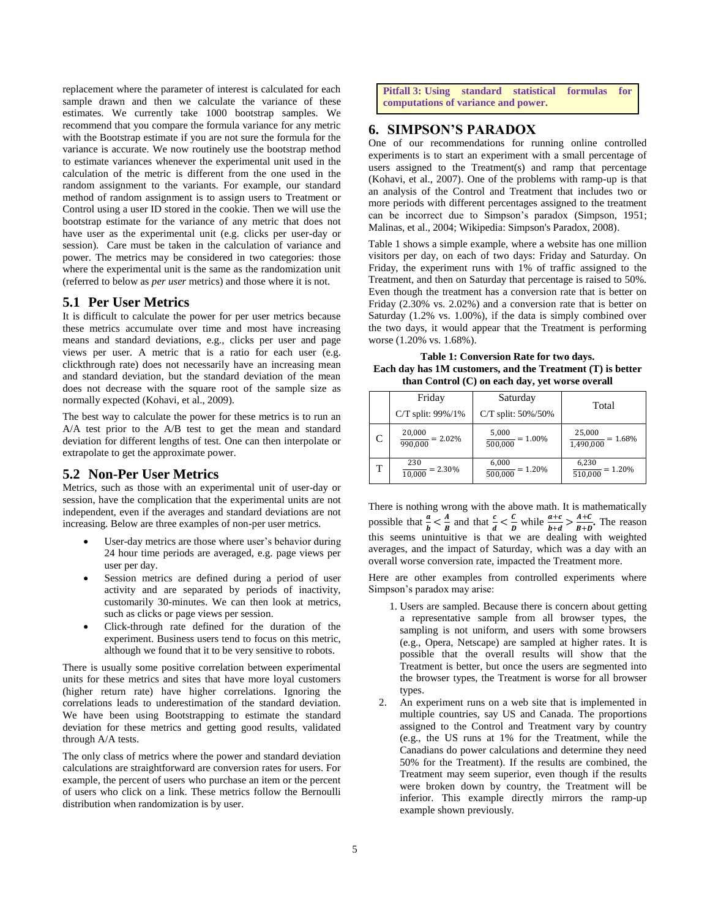replacement where the parameter of interest is calculated for each sample drawn and then we calculate the variance of these estimates. We currently take 1000 bootstrap samples. We recommend that you compare the formula variance for any metric with the Bootstrap estimate if you are not sure the formula for the variance is accurate. We now routinely use the bootstrap method to estimate variances whenever the experimental unit used in the calculation of the metric is different from the one used in the random assignment to the variants. For example, our standard method of random assignment is to assign users to Treatment or Control using a user ID stored in the cookie. Then we will use the bootstrap estimate for the variance of any metric that does not have user as the experimental unit (e.g. clicks per user-day or session). Care must be taken in the calculation of variance and power. The metrics may be considered in two categories: those where the experimental unit is the same as the randomization unit (referred to below as *per user* metrics) and those where it is not.

## 5.1 Per User Metrics

It is difficult to calculate the power for per user metrics because these metrics accumulate over time and most have increasing means and standard deviations, e.g., clicks per user and page views per user. A metric that is a ratio for each user (e.g. clickthrough rate) does not necessarily have an increasing mean and standard deviation, but the standard deviation of the mean does not decrease with the square root of the sample size as normally expected (Kohavi, et al., 2009).

The best way to calculate the power for these metrics is to run an A/A test prior to the A/B test to get the mean and standard deviation for different lengths of test. One can then interpolate or extrapolate to get the approximate power.

## 5.2 Non-Per User Metrics

Metrics, such as those with an experimental unit of user-day or session, have the complication that the experimental units are not independent, even if the averages and standard deviations are not increasing. Below are three examples of non-per user metrics.

- User-day metrics are those where user's behavior during 24 hour time periods are averaged, e.g. page views per user per day.
- Session metrics are defined during a period of user activity and are separated by periods of inactivity, customarily 30-minutes. We can then look at metrics, such as clicks or page views per session.
- Click-through rate defined for the duration of the experiment. Business users tend to focus on this metric, although we found that it to be very sensitive to robots.

There is usually some positive correlation between experimental units for these metrics and sites that have more loyal customers (higher return rate) have higher correlations. Ignoring the correlations leads to underestimation of the standard deviation. We have been using Bootstrapping to estimate the standard deviation for these metrics and getting good results, validated through A/A tests.

The only class of metrics where the power and standard deviation calculations are straightforward are conversion rates for users. For example, the percent of users who purchase an item or the percent of users who click on a link. These metrics follow the Bernoulli distribution when randomization is by user.

**Pitfall 3: Using standard statistical formulas for computations of variance and power.**

# 6. SIMPSON'S PARADOX

One of our recommendations for running online controlled experiments is to start an experiment with a small percentage of users assigned to the Treatment(s) and ramp that percentage (Kohavi, et al., 2007). One of the problems with ramp-up is that an analysis of the Control and Treatment that includes two or more periods with different percentages assigned to the treatment can be incorrect due to Simpson's paradox (Simpson, 1951; Malinas, et al., 2004; Wikipedia: Simpson's Paradox, 2008).

Table 1 shows a simple example, where a website has one million visitors per day, on each of two days: Friday and Saturday. On Friday, the experiment runs with 1% of traffic assigned to the Treatment, and then on Saturday that percentage is raised to 50%. Even though the treatment has a conversion rate that is better on Friday (2.30% vs. 2.02%) and a conversion rate that is better on Saturday (1.2% vs. 1.00%), if the data is simply combined over the two days, it would appear that the Treatment is performing worse (1.20% vs. 1.68%).

**Table 1: Conversion Rate for two days. Each day has 1M customers, and the Treatment (T) is better than Control (C) on each day, yet worse overall**

| | Friday<br>C/T split: 99%/1% | Saturday<br>C/T split: 50%/50% | Total |
|---|---|---|---|
| C | $\frac{20{,}000}{990{,}000} = 2.02\%$ | $\frac{5{,}000}{500{,}000} = 1.00\%$ | $\frac{25{,}000}{1{,}490{,}000} = 1.68\%$ |
| T | $\frac{230}{10{,}000} = 2.30\%$ | $\frac{6{,}000}{500{,}000} = 1.20\%$ | $\frac{6{,}230}{510{,}000} = 1.20\%$ |

There is nothing wrong with the above math. It is mathematically possible that $\frac{a}{b} < \frac{A}{B}$ and that $\frac{c}{d} < \frac{C}{D}$ while $\frac{a+c}{b+d} > \frac{A+C}{B+D}$. The reason this seems unintuitive is that we are dealing with weighted averages, and the impact of Saturday, which was a day with an overall worse conversion rate, impacted the Treatment more.

Here are other examples from controlled experiments where Simpson's paradox may arise:

1. Users are sampled. Because there is concern about getting a representative sample from all browser types, the sampling is not uniform, and users with some browsers (e.g., Opera, Netscape) are sampled at higher rates. It is possible that the overall results will show that the Treatment is better, but once the users are segmented into the browser types, the Treatment is worse for all browser types.
2. An experiment runs on a web site that is implemented in multiple countries, say US and Canada. The proportions assigned to the Control and Treatment vary by country (e.g., the US runs at 1% for the Treatment, while the Canadians do power calculations and determine they need 50% for the Treatment). If the results are combined, the Treatment may seem superior, even though if the results were broken down by country, the Treatment will be inferior. This example directly mirrors the ramp-up example shown previously.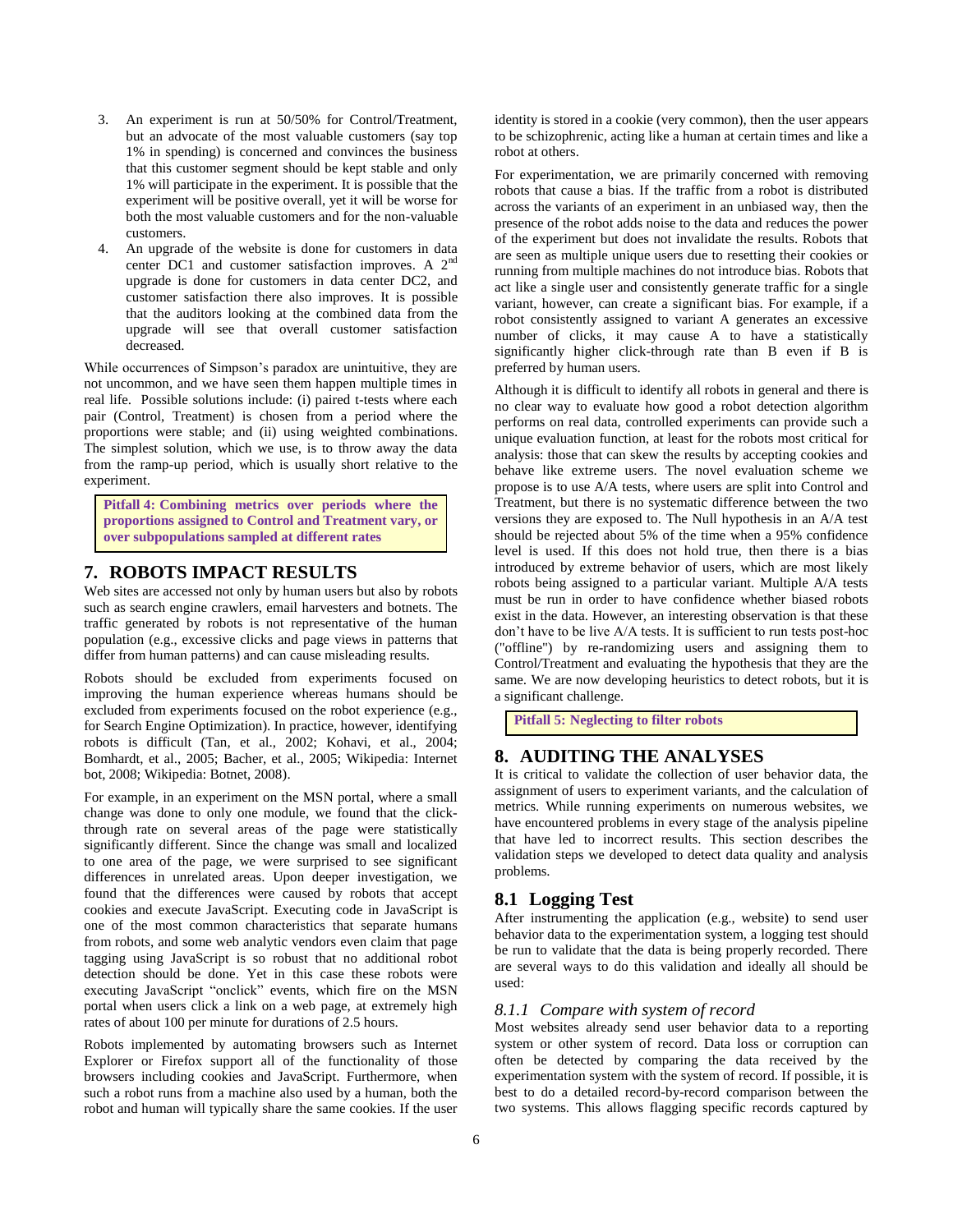3. An experiment is run at 50/50% for Control/Treatment, but an advocate of the most valuable customers (say top 1% in spending) is concerned and convinces the business that this customer segment should be kept stable and only 1% will participate in the experiment. It is possible that the experiment will be positive overall, yet it will be worse for both the most valuable customers and for the non-valuable customers.
4. An upgrade of the website is done for customers in data center DC1 and customer satisfaction improves. A 2nd upgrade is done for customers in data center DC2, and customer satisfaction there also improves. It is possible that the auditors looking at the combined data from the upgrade will see that overall customer satisfaction decreased.

While occurrences of Simpson's paradox are unintuitive, they are not uncommon, and we have seen them happen multiple times in real life. Possible solutions include: (i) paired t-tests where each pair (Control, Treatment) is chosen from a period where the proportions were stable; and (ii) using weighted combinations. The simplest solution, which we use, is to throw away the data from the ramp-up period, which is usually short relative to the experiment.

**Pitfall 4: Combining metrics over periods where the proportions assigned to Control and Treatment vary, or over subpopulations sampled at different rates**

## 7. ROBOTS IMPACT RESULTS

Web sites are accessed not only by human users but also by robots such as search engine crawlers, email harvesters and botnets. The traffic generated by robots is not representative of the human population (e.g., excessive clicks and page views in patterns that differ from human patterns) and can cause misleading results.

Robots should be excluded from experiments focused on improving the human experience whereas humans should be excluded from experiments focused on the robot experience (e.g., for Search Engine Optimization). In practice, however, identifying robots is difficult (Tan, et al., 2002; Kohavi, et al., 2004; Bomhardt, et al., 2005; Bacher, et al., 2005; Wikipedia: Internet bot, 2008; Wikipedia: Botnet, 2008).

For example, in an experiment on the MSN portal, where a small change was done to only one module, we found that the click-through rate on several areas of the page were statistically significantly different. Since the change was small and localized to one area of the page, we were surprised to see significant differences in unrelated areas. Upon deeper investigation, we found that the differences were caused by robots that accept cookies and execute JavaScript. Executing code in JavaScript is one of the most common characteristics that separate humans from robots, and some web analytic vendors even claim that page tagging using JavaScript is so robust that no additional robot detection should be done. Yet in this case these robots were executing JavaScript "onclick" events, which fire on the MSN portal when users click a link on a web page, at extremely high rates of about 100 per minute for durations of 2.5 hours.

Robots implemented by automating browsers such as Internet Explorer or Firefox support all of the functionality of those browsers including cookies and JavaScript. Furthermore, when such a robot runs from a machine also used by a human, both the robot and human will typically share the same cookies. If the user identity is stored in a cookie (very common), then the user appears to be schizophrenic, acting like a human at certain times and like a robot at others.

For experimentation, we are primarily concerned with removing robots that cause a bias. If the traffic from a robot is distributed across the variants of an experiment in an unbiased way, then the presence of the robot adds noise to the data and reduces the power of the experiment but does not invalidate the results. Robots that are seen as multiple unique users due to resetting their cookies or running from multiple machines do not introduce bias. Robots that act like a single user and consistently generate traffic for a single variant, however, can create a significant bias. For example, if a robot consistently assigned to variant A generates an excessive number of clicks, it may cause A to have a statistically significantly higher click-through rate than B even if B is preferred by human users.

Although it is difficult to identify all robots in general and there is no clear way to evaluate how good a robot detection algorithm performs on real data, controlled experiments can provide such a unique evaluation function, at least for the robots most critical for analysis: those that can skew the results by accepting cookies and behave like extreme users. The novel evaluation scheme we propose is to use A/A tests, where users are split into Control and Treatment, but there is no systematic difference between the two versions they are exposed to. The Null hypothesis in an A/A test should be rejected about 5% of the time when a 95% confidence level is used. If this does not hold true, then there is a bias introduced by extreme behavior of users, which are most likely robots being assigned to a particular variant. Multiple A/A tests must be run in order to have confidence whether biased robots exist in the data. However, an interesting observation is that these don't have to be live A/A tests. It is sufficient to run tests post-hoc ("offline") by re-randomizing users and assigning them to Control/Treatment and evaluating the hypothesis that they are the same. We are now developing heuristics to detect robots, but it is a significant challenge.

**Pitfall 5: Neglecting to filter robots**

## 8. AUDITING THE ANALYSES

It is critical to validate the collection of user behavior data, the assignment of users to experiment variants, and the calculation of metrics. While running experiments on numerous websites, we have encountered problems in every stage of the analysis pipeline that have led to incorrect results. This section describes the validation steps we developed to detect data quality and analysis problems.

### 8.1 Logging Test

After instrumenting the application (e.g., website) to send user behavior data to the experimentation system, a logging test should be run to validate that the data is being properly recorded. There are several ways to do this validation and ideally all should be used:

#### *8.1.1 Compare with system of record*

Most websites already send user behavior data to a reporting system or other system of record. Data loss or corruption can often be detected by comparing the data received by the experimentation system with the system of record. If possible, it is best to do a detailed record-by-record comparison between the two systems. This allows flagging specific records captured by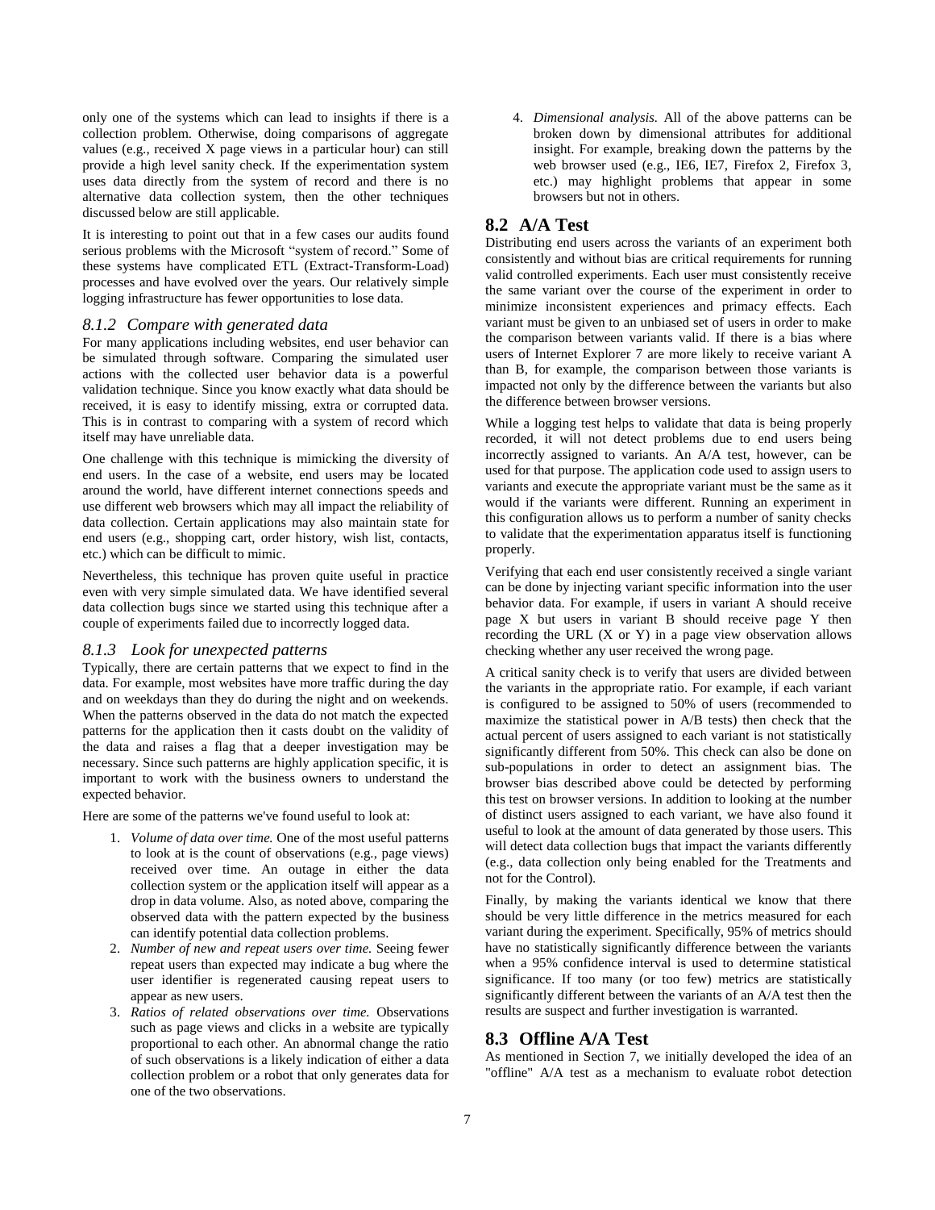only one of the systems which can lead to insights if there is a collection problem. Otherwise, doing comparisons of aggregate values (e.g., received X page views in a particular hour) can still provide a high level sanity check. If the experimentation system uses data directly from the system of record and there is no alternative data collection system, then the other techniques discussed below are still applicable.

It is interesting to point out that in a few cases our audits found serious problems with the Microsoft "system of record." Some of these systems have complicated ETL (Extract-Transform-Load) processes and have evolved over the years. Our relatively simple logging infrastructure has fewer opportunities to lose data.

### *8.1.2 Compare with generated data*

For many applications including websites, end user behavior can be simulated through software. Comparing the simulated user actions with the collected user behavior data is a powerful validation technique. Since you know exactly what data should be received, it is easy to identify missing, extra or corrupted data. This is in contrast to comparing with a system of record which itself may have unreliable data.

One challenge with this technique is mimicking the diversity of end users. In the case of a website, end users may be located around the world, have different internet connections speeds and use different web browsers which may all impact the reliability of data collection. Certain applications may also maintain state for end users (e.g., shopping cart, order history, wish list, contacts, etc.) which can be difficult to mimic.

Nevertheless, this technique has proven quite useful in practice even with very simple simulated data. We have identified several data collection bugs since we started using this technique after a couple of experiments failed due to incorrectly logged data.

### *8.1.3 Look for unexpected patterns*

Typically, there are certain patterns that we expect to find in the data. For example, most websites have more traffic during the day and on weekdays than they do during the night and on weekends. When the patterns observed in the data do not match the expected patterns for the application then it casts doubt on the validity of the data and raises a flag that a deeper investigation may be necessary. Since such patterns are highly application specific, it is important to work with the business owners to understand the expected behavior.

Here are some of the patterns we've found useful to look at:

1. *Volume of data over time.* One of the most useful patterns to look at is the count of observations (e.g., page views) received over time. An outage in either the data collection system or the application itself will appear as a drop in data volume. Also, as noted above, comparing the observed data with the pattern expected by the business can identify potential data collection problems.
2. *Number of new and repeat users over time.* Seeing fewer repeat users than expected may indicate a bug where the user identifier is regenerated causing repeat users to appear as new users.
3. *Ratios of related observations over time.* Observations such as page views and clicks in a website are typically proportional to each other. An abnormal change the ratio of such observations is a likely indication of either a data collection problem or a robot that only generates data for one of the two observations.
4. *Dimensional analysis.* All of the above patterns can be broken down by dimensional attributes for additional insight. For example, breaking down the patterns by the web browser used (e.g., IE6, IE7, Firefox 2, Firefox 3, etc.) may highlight problems that appear in some browsers but not in others.

## 8.2 A/A Test

Distributing end users across the variants of an experiment both consistently and without bias are critical requirements for running valid controlled experiments. Each user must consistently receive the same variant over the course of the experiment in order to minimize inconsistent experiences and primacy effects. Each variant must be given to an unbiased set of users in order to make the comparison between variants valid. If there is a bias where users of Internet Explorer 7 are more likely to receive variant A than B, for example, the comparison between those variants is impacted not only by the difference between the variants but also the difference between browser versions.

While a logging test helps to validate that data is being properly recorded, it will not detect problems due to end users being incorrectly assigned to variants. An A/A test, however, can be used for that purpose. The application code used to assign users to variants and execute the appropriate variant must be the same as it would if the variants were different. Running an experiment in this configuration allows us to perform a number of sanity checks to validate that the experimentation apparatus itself is functioning properly.

Verifying that each end user consistently received a single variant can be done by injecting variant specific information into the user behavior data. For example, if users in variant A should receive page X but users in variant B should receive page Y then recording the URL (X or Y) in a page view observation allows checking whether any user received the wrong page.

A critical sanity check is to verify that users are divided between the variants in the appropriate ratio. For example, if each variant is configured to be assigned to 50% of users (recommended to maximize the statistical power in A/B tests) then check that the actual percent of users assigned to each variant is not statistically significantly different from 50%. This check can also be done on sub-populations in order to detect an assignment bias. The browser bias described above could be detected by performing this test on browser versions. In addition to looking at the number of distinct users assigned to each variant, we have also found it useful to look at the amount of data generated by those users. This will detect data collection bugs that impact the variants differently (e.g., data collection only being enabled for the Treatments and not for the Control).

Finally, by making the variants identical we know that there should be very little difference in the metrics measured for each variant during the experiment. Specifically, 95% of metrics should have no statistically significantly difference between the variants when a 95% confidence interval is used to determine statistical significance. If too many (or too few) metrics are statistically significantly different between the variants of an A/A test then the results are suspect and further investigation is warranted.

## 8.3 Offline A/A Test

As mentioned in Section 7, we initially developed the idea of an "offline" A/A test as a mechanism to evaluate robot detection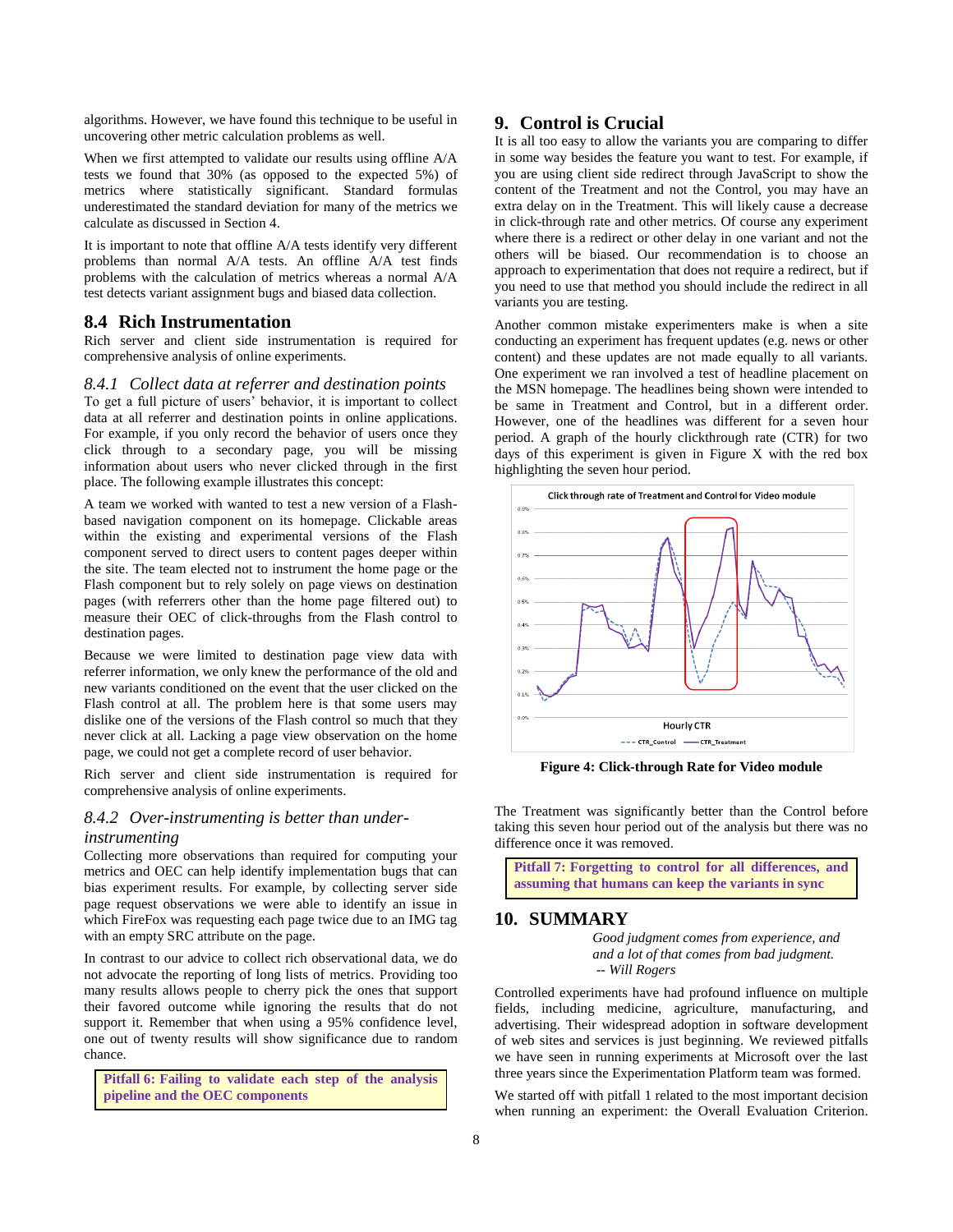algorithms. However, we have found this technique to be useful in uncovering other metric calculation problems as well.

When we first attempted to validate our results using offline A/A tests we found that 30% (as opposed to the expected 5%) of metrics where statistically significant. Standard formulas underestimated the standard deviation for many of the metrics we calculate as discussed in Section 4.

It is important to note that offline A/A tests identify very different problems than normal A/A tests. An offline A/A test finds problems with the calculation of metrics whereas a normal A/A test detects variant assignment bugs and biased data collection.

### 8.4 Rich Instrumentation

Rich server and client side instrumentation is required for comprehensive analysis of online experiments.

#### *8.4.1 Collect data at referrer and destination points*

To get a full picture of users' behavior, it is important to collect data at all referrer and destination points in online applications. For example, if you only record the behavior of users once they click through to a secondary page, you will be missing information about users who never clicked through in the first place. The following example illustrates this concept:

A team we worked with wanted to test a new version of a Flash-based navigation component on its homepage. Clickable areas within the existing and experimental versions of the Flash component served to direct users to content pages deeper within the site. The team elected not to instrument the home page or the Flash component but to rely solely on page views on destination pages (with referrers other than the home page filtered out) to measure their OEC of click-throughs from the Flash control to destination pages.

Because we were limited to destination page view data with referrer information, we only knew the performance of the old and new variants conditioned on the event that the user clicked on the Flash control at all. The problem here is that some users may dislike one of the versions of the Flash control so much that they never click at all. Lacking a page view observation on the home page, we could not get a complete record of user behavior.

Rich server and client side instrumentation is required for comprehensive analysis of online experiments.

#### *8.4.2 Over-instrumenting is better than under-instrumenting*

Collecting more observations than required for computing your metrics and OEC can help identify implementation bugs that can bias experiment results. For example, by collecting server side page request observations we were able to identify an issue in which FireFox was requesting each page twice due to an IMG tag with an empty SRC attribute on the page.

In contrast to our advice to collect rich observational data, we do not advocate the reporting of long lists of metrics. Providing too many results allows people to cherry pick the ones that support their favored outcome while ignoring the results that do not support it. Remember that when using a 95% confidence level, one out of twenty results will show significance due to random chance.

**Pitfall 6: Failing to validate each step of the analysis pipeline and the OEC components**

## 9. Control is Crucial

It is all too easy to allow the variants you are comparing to differ in some way besides the feature you want to test. For example, if you are using client side redirect through JavaScript to show the content of the Treatment and not the Control, you may have an extra delay on in the Treatment. This will likely cause a decrease in click-through rate and other metrics. Of course any experiment where there is a redirect or other delay in one variant and not the others will be biased. Our recommendation is to choose an approach to experimentation that does not require a redirect, but if you need to use that method you should include the redirect in all variants you are testing.

Another common mistake experimenters make is when a site conducting an experiment has frequent updates (e.g. news or other content) and these updates are not made equally to all variants. One experiment we ran involved a test of headline placement on the MSN homepage. The headlines being shown were intended to be same in Treatment and Control, but in a different order. However, one of the headlines was different for a seven hour period. A graph of the hourly clickthrough rate (CTR) for two days of this experiment is given in Figure X with the red box highlighting the seven hour period.

**Figure 4: Click-through Rate for Video module**

The Treatment was significantly better than the Control before taking this seven hour period out of the analysis but there was no difference once it was removed.

**Pitfall 7: Forgetting to control for all differences, and assuming that humans can keep the variants in sync**

## 10. SUMMARY

*Good judgment comes from experience, and and a lot of that comes from bad judgment.*
*-- Will Rogers*

Controlled experiments have had profound influence on multiple fields, including medicine, agriculture, manufacturing, and advertising. Their widespread adoption in software development of web sites and services is just beginning. We reviewed pitfalls we have seen in running experiments at Microsoft over the last three years since the Experimentation Platform team was formed.

We started off with pitfall 1 related to the most important decision when running an experiment: the Overall Evaluation Criterion.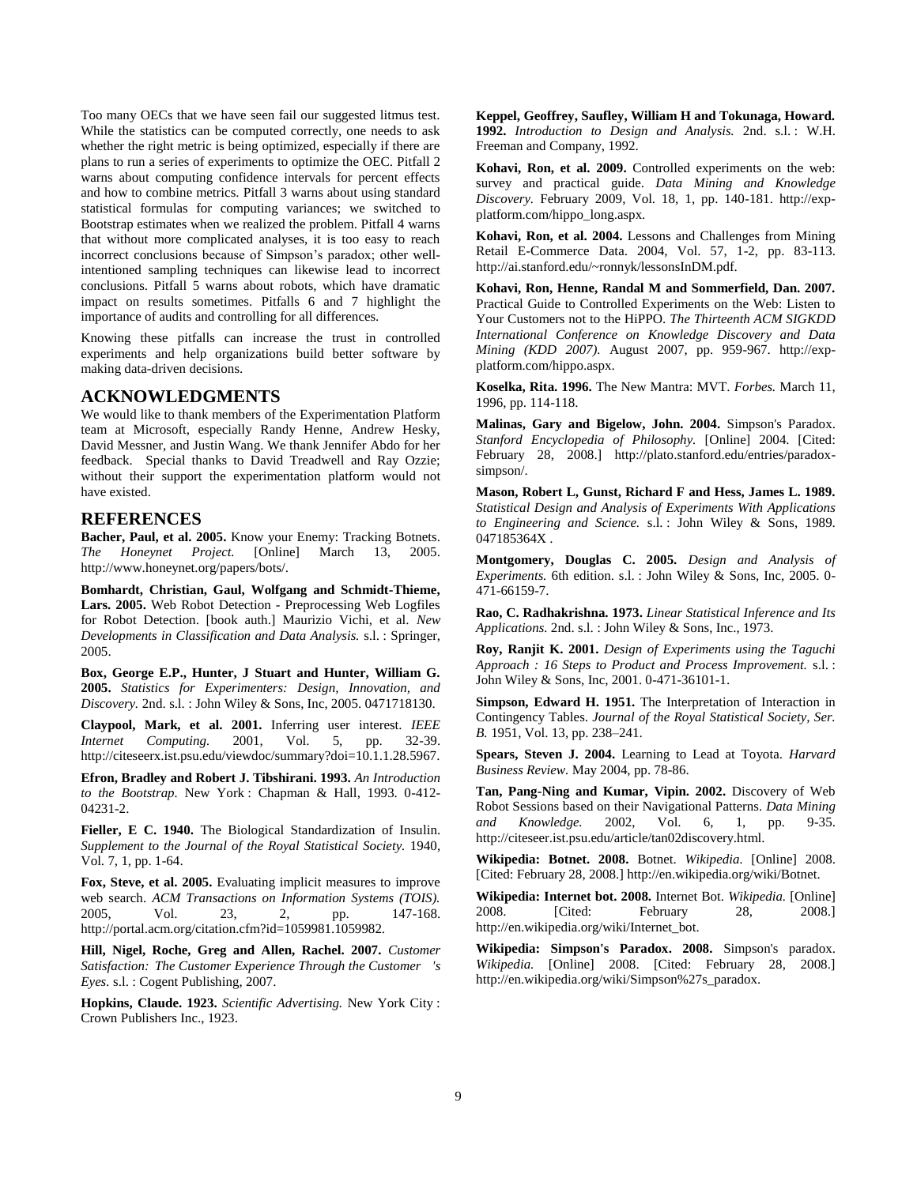Too many OECs that we have seen fail our suggested litmus test. While the statistics can be computed correctly, one needs to ask whether the right metric is being optimized, especially if there are plans to run a series of experiments to optimize the OEC. Pitfall 2 warns about computing confidence intervals for percent effects and how to combine metrics. Pitfall 3 warns about using standard statistical formulas for computing variances; we switched to Bootstrap estimates when we realized the problem. Pitfall 4 warns that without more complicated analyses, it is too easy to reach incorrect conclusions because of Simpson's paradox; other well-intentioned sampling techniques can likewise lead to incorrect conclusions. Pitfall 5 warns about robots, which have dramatic impact on results sometimes. Pitfalls 6 and 7 highlight the importance of audits and controlling for all differences.

Knowing these pitfalls can increase the trust in controlled experiments and help organizations build better software by making data-driven decisions.

## ACKNOWLEDGMENTS

We would like to thank members of the Experimentation Platform team at Microsoft, especially Randy Henne, Andrew Hesky, David Messner, and Justin Wang. We thank Jennifer Abdo for her feedback. Special thanks to David Treadwell and Ray Ozzie; without their support the experimentation platform would not have existed.

## REFERENCES

**Bacher, Paul, et al. 2005.** Know your Enemy: Tracking Botnets. *The Honeynet Project.* [Online] March 13, 2005. http://www.honeynet.org/papers/bots/.

**Bomhardt, Christian, Gaul, Wolfgang and Schmidt-Thieme, Lars. 2005.** Web Robot Detection - Preprocessing Web Logfiles for Robot Detection. [book auth.] Maurizio Vichi, et al. *New Developments in Classification and Data Analysis.* s.l. : Springer, 2005.

**Box, George E.P., Hunter, J Stuart and Hunter, William G. 2005.** *Statistics for Experimenters: Design, Innovation, and Discovery.* 2nd. s.l. : John Wiley & Sons, Inc, 2005. 0471718130.

**Claypool, Mark, et al. 2001.** Inferring user interest. *IEEE Internet Computing.* 2001, Vol. 5, pp. 32-39. http://citeseerx.ist.psu.edu/viewdoc/summary?doi=10.1.1.28.5967.

**Efron, Bradley and Robert J. Tibshirani. 1993.** *An Introduction to the Bootstrap.* New York : Chapman & Hall, 1993. 0-412-04231-2.

**Fieller, E C. 1940.** The Biological Standardization of Insulin. *Supplement to the Journal of the Royal Statistical Society.* 1940, Vol. 7, 1, pp. 1-64.

**Fox, Steve, et al. 2005.** Evaluating implicit measures to improve web search. *ACM Transactions on Information Systems (TOIS).* 2005, Vol. 23, 2, pp. 147-168. http://portal.acm.org/citation.cfm?id=1059981.1059982.

**Hill, Nigel, Roche, Greg and Allen, Rachel. 2007.** *Customer Satisfaction: The Customer Experience Through the Customer 's Eyes.* s.l. : Cogent Publishing, 2007.

**Hopkins, Claude. 1923.** *Scientific Advertising.* New York City : Crown Publishers Inc., 1923.

**Keppel, Geoffrey, Saufley, William H and Tokunaga, Howard. 1992.** *Introduction to Design and Analysis.* 2nd. s.l. : W.H. Freeman and Company, 1992.

**Kohavi, Ron, et al. 2009.** Controlled experiments on the web: survey and practical guide. *Data Mining and Knowledge Discovery.* February 2009, Vol. 18, 1, pp. 140-181. http://exp-platform.com/hippo_long.aspx.

**Kohavi, Ron, et al. 2004.** Lessons and Challenges from Mining Retail E-Commerce Data. 2004, Vol. 57, 1-2, pp. 83-113. http://ai.stanford.edu/~ronnyk/lessonsInDM.pdf.

**Kohavi, Ron, Henne, Randal M and Sommerfield, Dan. 2007.** Practical Guide to Controlled Experiments on the Web: Listen to Your Customers not to the HiPPO. *The Thirteenth ACM SIGKDD International Conference on Knowledge Discovery and Data Mining (KDD 2007).* August 2007, pp. 959-967. http://exp-platform.com/hippo.aspx.

**Koselka, Rita. 1996.** The New Mantra: MVT. *Forbes.* March 11, 1996, pp. 114-118.

**Malinas, Gary and Bigelow, John. 2004.** Simpson's Paradox. *Stanford Encyclopedia of Philosophy.* [Online] 2004. [Cited: February 28, 2008.] http://plato.stanford.edu/entries/paradox-simpson/.

**Mason, Robert L, Gunst, Richard F and Hess, James L. 1989.** *Statistical Design and Analysis of Experiments With Applications to Engineering and Science.* s.l. : John Wiley & Sons, 1989. 047185364X .

**Montgomery, Douglas C. 2005.** *Design and Analysis of Experiments.* 6th edition. s.l. : John Wiley & Sons, Inc, 2005. 0-471-66159-7.

**Rao, C. Radhakrishna. 1973.** *Linear Statistical Inference and Its Applications.* 2nd. s.l. : John Wiley & Sons, Inc., 1973.

**Roy, Ranjit K. 2001.** *Design of Experiments using the Taguchi Approach : 16 Steps to Product and Process Improvement.* s.l. : John Wiley & Sons, Inc, 2001. 0-471-36101-1.

**Simpson, Edward H. 1951.** The Interpretation of Interaction in Contingency Tables. *Journal of the Royal Statistical Society, Ser. B.* 1951, Vol. 13, pp. 238–241.

**Spears, Steven J. 2004.** Learning to Lead at Toyota. *Harvard Business Review.* May 2004, pp. 78-86.

**Tan, Pang-Ning and Kumar, Vipin. 2002.** Discovery of Web Robot Sessions based on their Navigational Patterns. *Data Mining and Knowledge.* 2002, Vol. 6, 1, pp. 9-35. http://citeseer.ist.psu.edu/article/tan02discovery.html.

**Wikipedia: Botnet. 2008.** Botnet. *Wikipedia.* [Online] 2008. [Cited: February 28, 2008.] http://en.wikipedia.org/wiki/Botnet.

**Wikipedia: Internet bot. 2008.** Internet Bot. *Wikipedia.* [Online] 2008. [Cited: February 28, 2008.] http://en.wikipedia.org/wiki/Internet_bot.

**Wikipedia: Simpson's Paradox. 2008.** Simpson's paradox. *Wikipedia.* [Online] 2008. [Cited: February 28, 2008.] http://en.wikipedia.org/wiki/Simpson%27s_paradox.